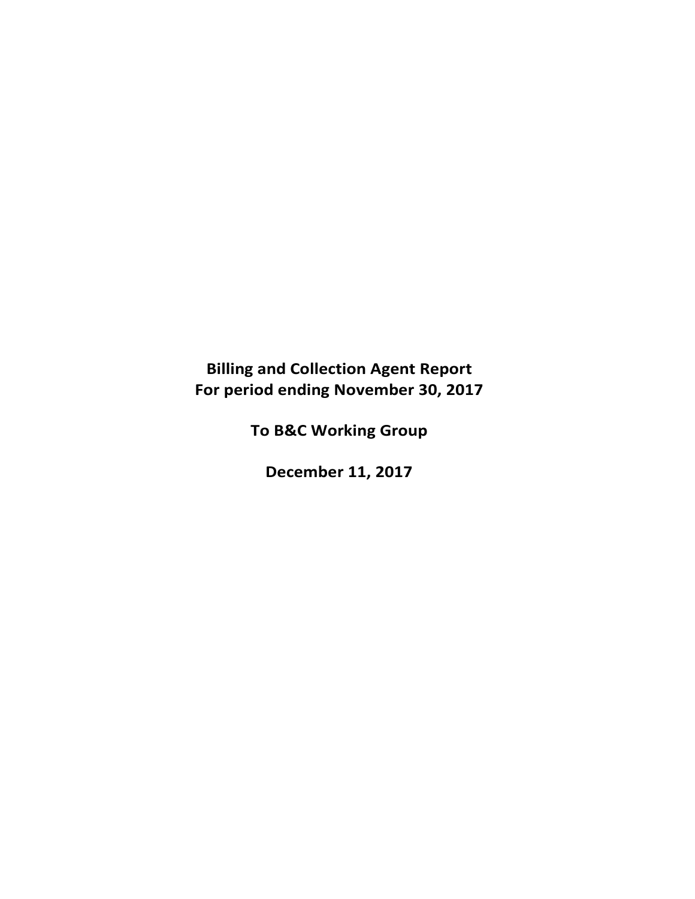# Billing and Collection Agent Report
# For period ending November 30, 2017

## To B&C Working Group

## December 11, 2017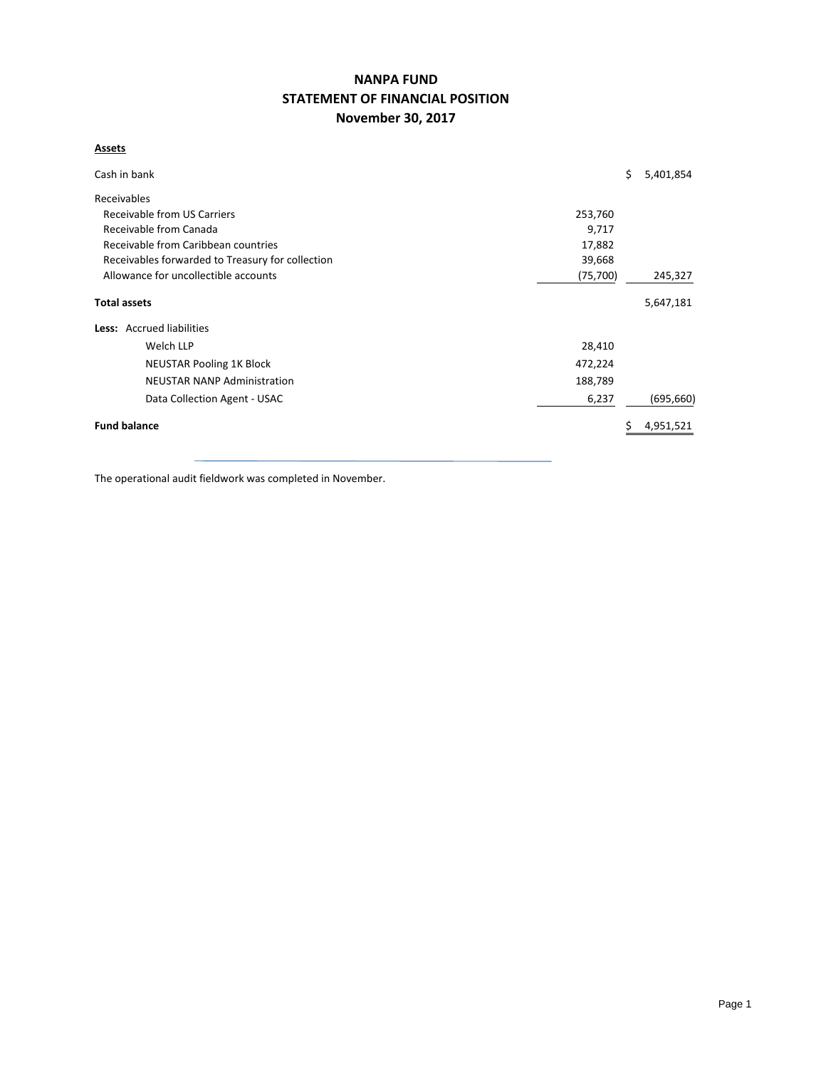# NANPA FUND
## STATEMENT OF FINANCIAL POSITION
### November 30, 2017

**Assets**

| | | |
|---|---|---|
| Cash in bank | | $ 5,401,854 |
| Receivables | | |
| Receivable from US Carriers | 253,760 | |
| Receivable from Canada | 9,717 | |
| Receivable from Caribbean countries | 17,882 | |
| Receivables forwarded to Treasury for collection | 39,668 | |
| Allowance for uncollectible accounts | (75,700) | 245,327 |
| **Total assets** | | 5,647,181 |
| **Less:** Accrued liabilities | | |
| Welch LLP | 28,410 | |
| NEUSTAR Pooling 1K Block | 472,224 | |
| NEUSTAR NANP Administration | 188,789 | |
| Data Collection Agent - USAC | 6,237 | (695,660) |
| **Fund balance** | | $ 4,951,521 |

The operational audit fieldwork was completed in November.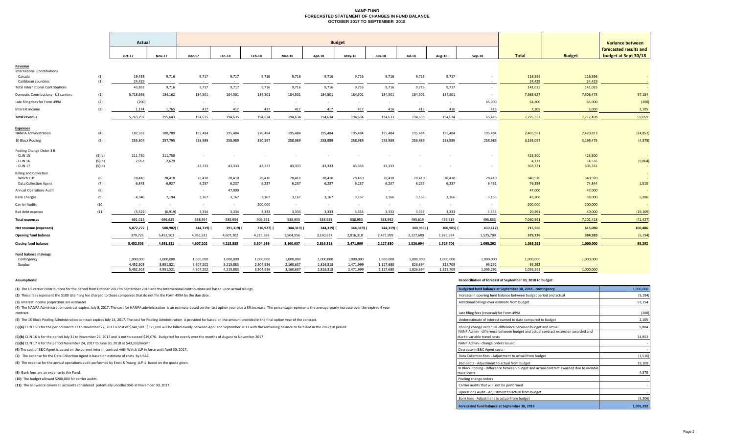# NANP FUND
## FORECASTED STATEMENT OF CHANGES IN FUND BALANCE
## OCTOBER 2017 TO SEPTEMBER 2018

| | | Actual | | Budget | | | | | | | | | | | | Variance between forecasted results and budget at Sept 30/18 |
|---|---|---|---|---|---|---|---|---|---|---|---|---|---|---|---|---|
| | | Oct-17 | Nov-17 | Dec-17 | Jan-18 | Feb-18 | Mar-18 | Apr-18 | May-18 | Jun-18 | Jul-18 | Aug-18 | Sep-18 | Total | Budget | |
| **Revenue** | | | | | | | | | | | | | | | | |
| International Contributions | | | | | | | | | | | | | | | | |
| Canada | (1) | 19,433 | 9,716 | 9,717 | 9,717 | 9,716 | 9,716 | 9,716 | 9,716 | 9,716 | 9,716 | 9,717 | - | 116,596 | 116,596 | - |
| Caribbean countries | (1) | 24,429 | - | - | - | - | - | - | - | - | - | - | - | 24,429 | 24,429 | - |
| Total International Contributions | | 43,862 | 9,716 | 9,717 | 9,717 | 9,716 | 9,716 | 9,716 | 9,716 | 9,716 | 9,716 | 9,717 | - | 141,025 | 141,025 | - |
| Domestic Contributions - US carriers | (1) | 5,718,956 | 184,162 | 184,501 | 184,501 | 184,501 | 184,501 | 184,501 | 184,501 | 184,501 | 184,501 | 184,501 | - | 7,563,627 | 7,506,473 | 57,154 |
| Late filing fees for Form 499A | (2) | (200) | - | - | - | - | - | - | - | - | - | - | 65,000 | 64,800 | 65,000 | (200) |
| Interest income | (3) | 1,174 | 1,765 | 417 | 417 | 417 | 417 | 417 | 417 | 416 | 416 | 416 | 416 | 7,105 | 5,000 | 2,105 |
| **Total revenue** | | 5,763,792 | 195,643 | 194,635 | 194,635 | 194,634 | 194,634 | 194,634 | 194,634 | 194,633 | 194,633 | 194,634 | 65,416 | 7,776,557 | 7,717,498 | 59,059 |
| **Expenses** | | | | | | | | | | | | | | | | |
| NANPA Administration | (4) | 187,332 | 188,789 | 195,484 | 195,484 | 270,484 | 195,484 | 195,484 | 195,484 | 195,484 | 195,484 | 195,484 | 195,484 | 2,405,961 | 2,420,813 | (14,852) |
| 1K Block Pooling | (5) | 255,804 | 257,795 | 258,989 | 258,989 | 350,597 | 258,989 | 258,989 | 258,989 | 258,989 | 258,989 | 258,989 | 258,989 | 3,195,097 | 3,199,475 | (4,378) |
| Pooling Change Order 3 B | | | | | | | | | | | | | | | | |
| - CLIN 15 | (5)(a) | 211,750 | 211,750 | - | - | - | - | - | - | - | - | - | - | 423,500 | 423,500 | - |
| - CLIN 16 | (5)(b) | 2,052 | 2,679 | | | | | | | | | | | 4,731 | 14,535 | (9,804) |
| - CLIN 17 | (5)(b) | - | - | 43,333 | 43,333 | 43,333 | 43,333 | 43,333 | 43,333 | 43,333 | - | - | - | 303,331 | 303,331 | - |
| Billing and Collection | | | | | | | | | | | | | | | | - |
| Welch LLP | (6) | 28,410 | 28,410 | 28,410 | 28,410 | 28,410 | 28,410 | 28,410 | 28,410 | 28,410 | 28,410 | 28,410 | 28,410 | 340,920 | 340,920 | - |
| Data Collection Agent | (7) | 6,843 | 6,927 | 6,237 | 6,237 | 6,237 | 6,237 | 6,237 | 6,237 | 6,237 | 6,237 | 6,237 | 6,451 | 76,354 | 74,844 | 1,510 |
| Annual Operations Audit | (8) | - | - | - | 47,000 | - | - | - | - | - | - | - | - | 47,000 | 47,000 | - |
| Bank Charges | (9) | 4,346 | 7,194 | 3,167 | 3,167 | 3,167 | 3,167 | 3,167 | 3,167 | 3,167 | 3,166 | 3,166 | 3,166 | 43,206 | 38,000 | 5,206 |
| Carrier Audits | (10) | - | - | - | - | 200,000 | - | - | - | - | - | - | - | 200,000 | 200,000 | - |
| Bad debt expense | (11) | (5,522) | (6,919) | 3,334 | 3,334 | 3,333 | 3,333 | 3,333 | 3,333 | 3,333 | 3,333 | 3,333 | 3,333 | 20,891 | 40,000 | (19,109) |
| **Total expenses** | | 691,015 | 696,625 | 538,954 | 585,954 | 905,561 | 538,953 | 538,953 | 538,953 | 538,952 | 495,619 | 495,619 | 495,833 | 7,060,991 | 7,102,418 | (41,427) |
| **Net revenue (expenses)** | | 5,072,777 | (500,982) | (344,319) | (391,319) | (710,927) | (344,319) | (344,319) | (344,319) | (344,319) | (300,986) | (300,985) | (430,417) | 715,566 | 615,080 | 100,486 |
| **Opening fund balance** | | 379,726 | 5,452,503 | 4,951,521 | 4,607,202 | 4,215,883 | 3,504,956 | 3,160,637 | 2,816,318 | 2,471,999 | 2,127,680 | 1,826,694 | 1,525,709 | 379,726 | 384,920 | (5,194) |
| **Closing fund balance** | | 5,452,503 | 4,951,521 | 4,607,202 | 4,215,883 | 3,504,956 | 3,160,637 | 2,816,318 | 2,471,999 | 2,127,680 | 1,826,694 | 1,525,709 | 1,095,292 | 1,095,292 | 1,000,000 | 95,292 |
| **Fund balance makeup:** | | | | | | | | | | | | | | | | |
| Contingency | | 1,000,000 | 1,000,000 | 1,000,000 | 1,000,000 | 1,000,000 | 1,000,000 | 1,000,000 | 1,000,000 | 1,000,000 | 1,000,000 | 1,000,000 | 1,000,000 | 1,000,000 | 1,000,000 | |
| Surplus | | 4,452,503 | 3,951,521 | 3,607,202 | 3,215,883 | 2,504,956 | 2,160,637 | 1,816,318 | 1,471,999 | 1,127,680 | 826,694 | 525,709 | 95,292 | 95,292 | - | |
| | | 5,452,503 | 4,951,521 | 4,607,202 | 4,215,883 | 3,504,956 | 3,160,637 | 2,816,318 | 2,471,999 | 2,127,680 | 1,826,694 | 1,525,709 | 1,095,292 | 1,095,292 | 1,000,000 | |

**Assumptions:**

**(1)** The US carrier contributions for the period from October 2017 to September 2018 and the International contributions are based upon actual billings.

**(2)** These fees represent the $100 late filing fee charged to those companies that do not file the Form 499A by the due date.

**(3)** Interest income projections are estimates

**(4)** The NANPA Administration contract expires July 8, 2017. The cost for NANPA administration is an estimate based on the last option year plus a 3% increase. The percentage represents the average yearly increase over the expired 4 year contract.

**(5)** The 1K Block Pooling Administration contract expires July 14, 2017. The cost for Pooling Administration is provided for based on the amount provided in the final option year of the contract.

**(5)(a)** CLIN 15 is for the period March 22 to November 22, 2017 a cost of $748,500. $325,000 will be billed evenly between April and September 2017 with the remaining balance to be billed in the 2017/18 period.

**(5)(b)** CLIN 16 is for the period July 31 to November 24, 2017 and is not to exceed $29,070. Budgeted for evenly over the months of August to November 2017

**(5)(b)** CLIN 17 is for the period November 24, 2017 to June 30, 2018 at $43,333/month

**(6)** The cost of B&C Agent is based on the current interim contract with Welch LLP in force until April 30, 2017.

**(7)** The expense for the Data Collection Agent is based on estimate of costs by USAC.

**(8)** The expense for the annual operations audit performed by Ernst & Young LLP is based on the quote given.

**(9)** Bank fees are an expense to the Fund.

**(10)** The budget allowed $200,000 for carrier audits.

**(11)** The allowance covers all accounts considered potentially uncollectible at November 30, 2017.

**Reconciliation of forecast at September 30, 2018 to budget**

| Item | Amount |
|---|---|
| Budgeted fund balance at September 30, 2018 - contingency | 1,000,000 |
| Increase in opening fund balance between budget period and actual | (5,194) |
| Additional billings over estimate from budget | 57,154 |
| Late filing fees (reversal) for Form 499A | (200) |
| Underestimate of interest earned to date compared to budget | 2,105 |
| Pooling change order 3B -difference between budget and actual | 9,804 |
| NANP Admin - difference between budget and actual contract extension awarded and due to variable travel costs | 14,852 |
| NANP Admin - change orders issued | - |
| Decrease in B&C Agent costs - | - |
| Data Collection fees - Adjustment to actual from budget | (1,510) |
| Bad debts - Adjustment to actual from budget | 19,109 |
| IK Block Pooling - difference between budget and actual contract awarded due to variable travel costs | 4,378 |
| Pooling change orders | - |
| Carrier audits that will not be performed | - |
| Operations Audit - Adjustment to actual from budget | - |
| Bank fees - Adjustment to actual from budget | (5,206) |
| **Forecasted fund balance at September 30, 2018** | **1,095,292** |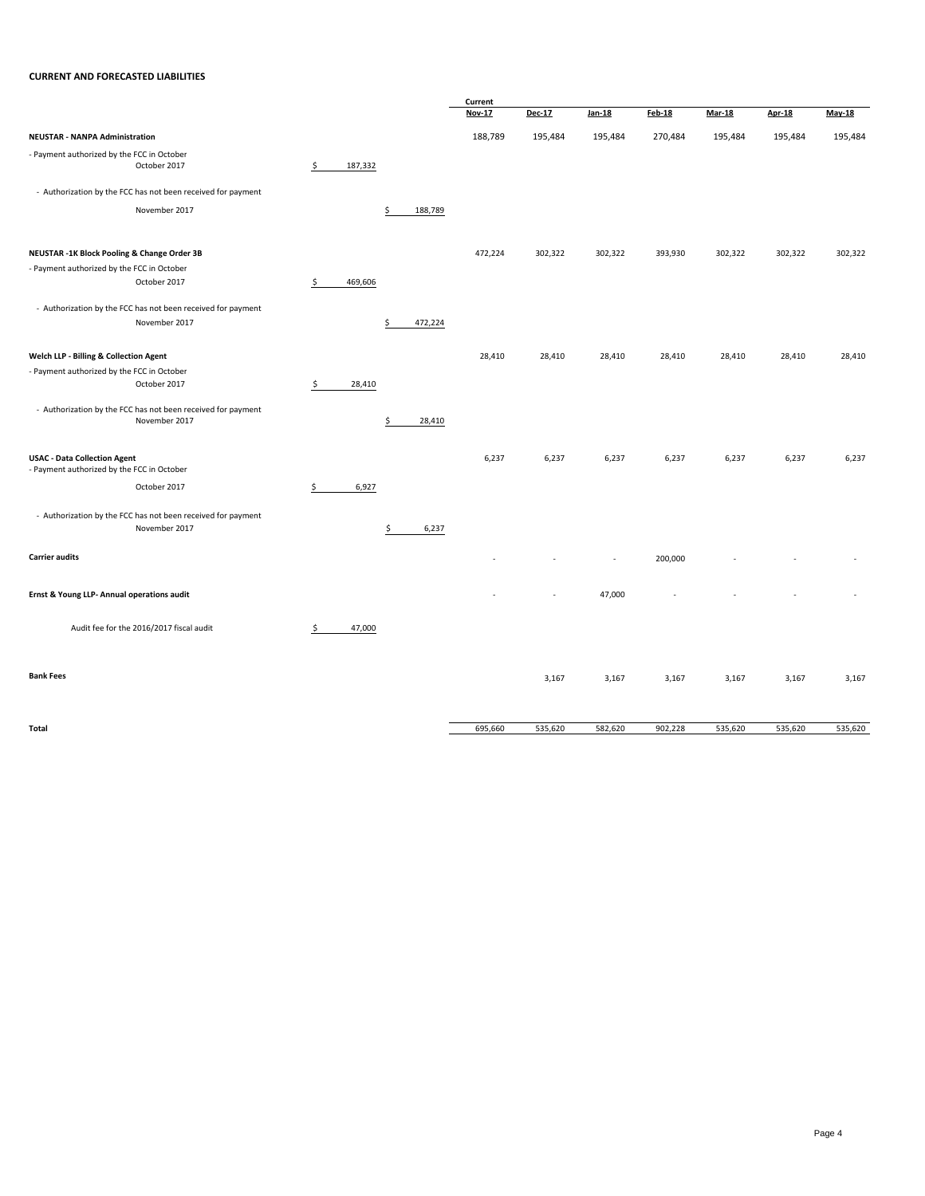## CURRENT AND FORECASTED LIABILITIES

| | | | Current Nov-17 | Dec-17 | Jan-18 | Feb-18 | Mar-18 | Apr-18 | May-18 |
|---|---|---|---|---|---|---|---|---|---|
| **NEUSTAR - NANPA Administration** | | | 188,789 | 195,484 | 195,484 | 270,484 | 195,484 | 195,484 | 195,484 |
| - Payment authorized by the FCC in October<br>October 2017 | $ 187,332 | | | | | | | | |
| - Authorization by the FCC has not been received for payment<br>November 2017 | | $ 188,789 | | | | | | | |
| **NEUSTAR -1K Block Pooling & Change Order 3B** | | | 472,224 | 302,322 | 302,322 | 393,930 | 302,322 | 302,322 | 302,322 |
| - Payment authorized by the FCC in October<br>October 2017 | $ 469,606 | | | | | | | | |
| - Authorization by the FCC has not been received for payment<br>November 2017 | | $ 472,224 | | | | | | | |
| **Welch LLP - Billing & Collection Agent** | | | 28,410 | 28,410 | 28,410 | 28,410 | 28,410 | 28,410 | 28,410 |
| - Payment authorized by the FCC in October<br>October 2017 | $ 28,410 | | | | | | | | |
| - Authorization by the FCC has not been received for payment<br>November 2017 | | $ 28,410 | | | | | | | |
| **USAC - Data Collection Agent** | | | 6,237 | 6,237 | 6,237 | 6,237 | 6,237 | 6,237 | 6,237 |
| - Payment authorized by the FCC in October<br>October 2017 | $ 6,927 | | | | | | | | |
| - Authorization by the FCC has not been received for payment<br>November 2017 | | $ 6,237 | | | | | | | |
| **Carrier audits** | | | - | - | - | 200,000 | - | - | - |
| **Ernst & Young LLP- Annual operations audit** | | | - | - | 47,000 | - | - | - | - |
| Audit fee for the 2016/2017 fiscal audit | $ 47,000 | | | | | | | | |
| **Bank Fees** | | | | 3,167 | 3,167 | 3,167 | 3,167 | 3,167 | 3,167 |
| **Total** | | | 695,660 | 535,620 | 582,620 | 902,228 | 535,620 | 535,620 | 535,620 |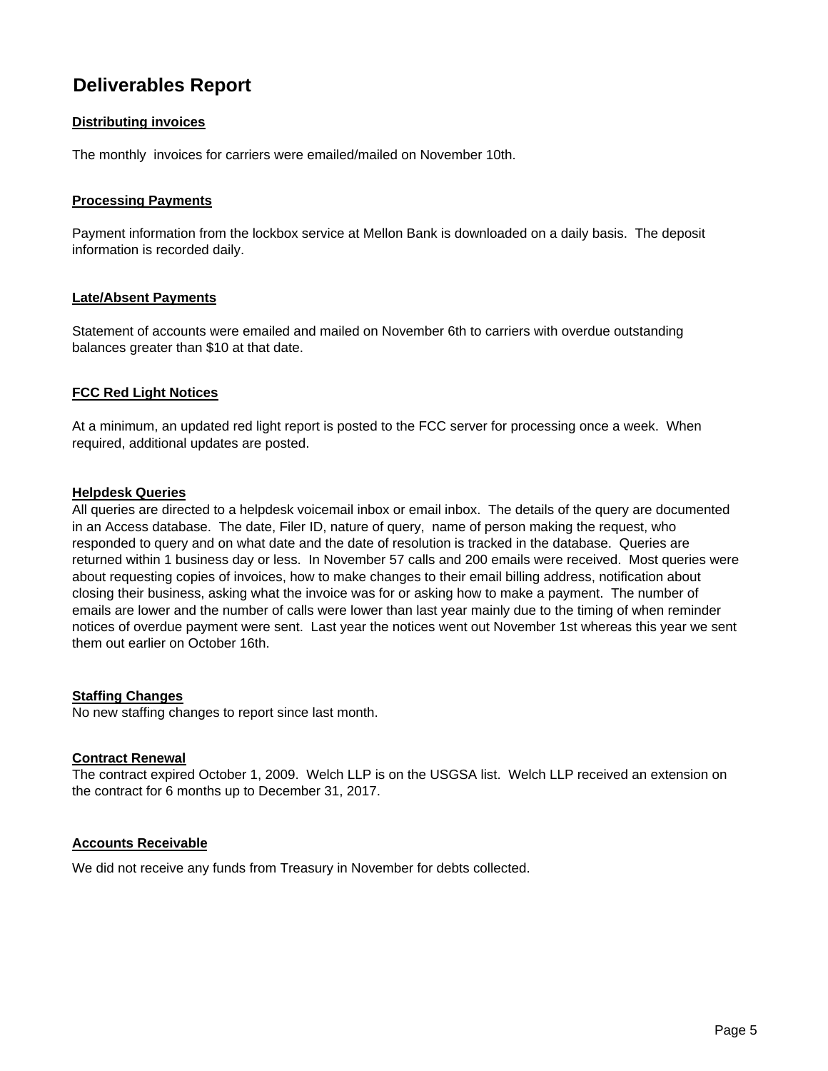# Deliverables Report

**Distributing invoices**

The monthly invoices for carriers were emailed/mailed on November 10th.

**Processing Payments**

Payment information from the lockbox service at Mellon Bank is downloaded on a daily basis. The deposit information is recorded daily.

**Late/Absent Payments**

Statement of accounts were emailed and mailed on November 6th to carriers with overdue outstanding balances greater than $10 at that date.

**FCC Red Light Notices**

At a minimum, an updated red light report is posted to the FCC server for processing once a week. When required, additional updates are posted.

**Helpdesk Queries**

All queries are directed to a helpdesk voicemail inbox or email inbox. The details of the query are documented in an Access database. The date, Filer ID, nature of query, name of person making the request, who responded to query and on what date and the date of resolution is tracked in the database. Queries are returned within 1 business day or less. In November 57 calls and 200 emails were received. Most queries were about requesting copies of invoices, how to make changes to their email billing address, notification about closing their business, asking what the invoice was for or asking how to make a payment. The number of emails are lower and the number of calls were lower than last year mainly due to the timing of when reminder notices of overdue payment were sent. Last year the notices went out November 1st whereas this year we sent them out earlier on October 16th.

**Staffing Changes**

No new staffing changes to report since last month.

**Contract Renewal**

The contract expired October 1, 2009. Welch LLP is on the USGSA list. Welch LLP received an extension on the contract for 6 months up to December 31, 2017.

**Accounts Receivable**

We did not receive any funds from Treasury in November for debts collected.